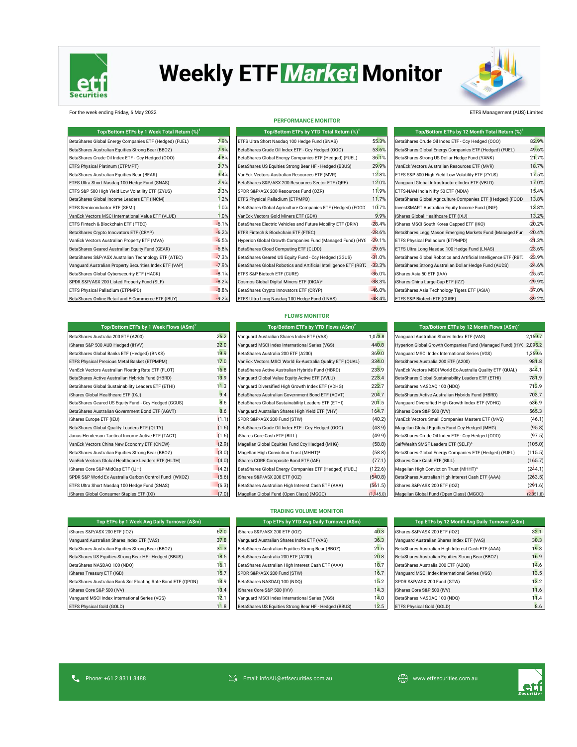# Weekly ETF Market Monitor

For the week ending Friday, 6 May 2022

ETFS Management (AUS) Limited

## PERFORMANCE MONITOR

| Top/Bottom ETFs by 1 Week Total Return (%)[1] | |
|---|---|
| BetaShares Global Energy Companies ETF (Hedged) (FUEL) | 7.9% |
| BetaShares Australian Equities Strong Bear (BBOZ) | 7.9% |
| BetaShares Crude Oil Index ETF - Ccy Hedged (OOO) | 4.8% |
| ETFS Physical Platinum (ETPMPT) | 3.7% |
| BetaShares Australian Equities Bear (BEAR) | 3.4% |
| ETFS Ultra Short Nasdaq 100 Hedge Fund (SNAS) | 2.9% |
| ETFS S&P 500 High Yield Low Volatility ETF (ZYUS) | 2.3% |
| BetaShares Global Income Leaders ETF (INCM) | 1.2% |
| ETFS Semiconductor ETF (SEMI) | 1.0% |
| VanEck Vectors MSCI International Value ETF (VLUE) | 1.0% |
| ETFS Fintech & Blockchain ETF (FTEC) | -6.1% |
| BetaShares Crypto Innovators ETF (CRYP) | -6.2% |
| VanEck Vectors Australian Property ETF (MVA) | -6.5% |
| BetaShares Geared Australian Equity Fund (GEAR) | -6.8% |
| BetaShares S&P/ASX Australian Technology ETF (ATEC) | -7.3% |
| Vanguard Australian Property Securities Index ETF (VAP) | -7.9% |
| BetaShares Global Cybersecurity ETF (HACK) | -8.1% |
| SPDR S&P/ASX 200 Listed Property Fund (SLF) | -8.2% |
| ETFS Physical Palladium (ETPMPD) | -8.8% |
| BetaShares Online Retail and E-Commerce ETF (IBUY) | -9.2% |

| Top/Bottom ETFs by YTD Total Return (%)[1] | |
|---|---|
| ETFS Ultra Short Nasdaq 100 Hedge Fund (SNAS) | 55.3% |
| BetaShares Crude Oil Index ETF - Ccy Hedged (OOO) | 53.6% |
| BetaShares Global Energy Companies ETF (Hedged) (FUEL) | 36.1% |
| BetaShares US Equities Strong Bear HF - Hedged (BBUS) | 29.9% |
| VanEck Vectors Australian Resources ETF (MVR) | 12.8% |
| BetaShares S&P/ASX 200 Resources Sector ETF (QRE) | 12.0% |
| SPDR S&P/ASX 200 Resources Fund (OZR) | 11.9% |
| ETFS Physical Palladium (ETPMPD) | 11.7% |
| BetaShares Global Agriculture Companies ETF (Hedged) (FOOD | 10.7% |
| VanEck Vectors Gold Miners ETF (GDX) | 9.9% |
| BetaShares Electric Vehicles and Future Mobility ETF (DRIV) | -28.4% |
| ETFS Fintech & Blockchain ETF (FTEC) | -28.6% |
| Hyperion Global Growth Companies Fund (Managed Fund) (HYG | -29.1% |
| BetaShares Cloud Computing ETF (CLDD) | -29.6% |
| BetaShares Geared US Equity Fund - Ccy Hedged (GGUS) | -31.0% |
| BetaShares Global Robotics and Artificial Intelligence ETF (RBTZ | -33.3% |
| ETFS S&P Biotech ETF (CURE) | -36.0% |
| Cosmos Global Digital Miners ETF (DIGA)[3] | -38.3% |
| BetaShares Crypto Innovators ETF (CRYP) | -46.0% |
| ETFS Ultra Long Nasdaq 100 Hedge Fund (LNAS) | -48.4% |

| Top/Bottom ETFs by 12 Month Total Return (%)[1] | |
|---|---|
| BetaShares Crude Oil Index ETF - Ccy Hedged (OOO) | 82.9% |
| BetaShares Global Energy Companies ETF (Hedged) (FUEL) | 49.6% |
| BetaShares Strong US Dollar Hedge Fund (YANK) | 21.7% |
| VanEck Vectors Australian Resources ETF (MVR) | 18.7% |
| ETFS S&P 500 High Yield Low Volatility ETF (ZYUS) | 17.5% |
| Vanguard Global Infrastructure Index ETF (VBLD) | 17.0% |
| ETFS-NAM India Nifty 50 ETF (NDIA) | 15.4% |
| BetaShares Global Agriculture Companies ETF (Hedged) (FOOD | 13.8% |
| InvestSMART Australian Equity Income Fund (INIF) | 13.8% |
| iShares Global Healthcare ETF (IXJ) | 13.2% |
| iShares MSCI South Korea Capped ETF (IKO) | -20.2% |
| BetaShares Legg Mason Emerging Markets Fund (Managed Fun | -20.4% |
| ETFS Physical Palladium (ETPMPD) | -21.3% |
| ETFS Ultra Long Nasdaq 100 Hedge Fund (LNAS) | -23.6% |
| BetaShares Global Robotics and Artificial Intelligence ETF (RBTZ | -23.9% |
| BetaShares Strong Australian Dollar Hedge Fund (AUDS) | -24.6% |
| iShares Asia 50 ETF (IAA) | -25.5% |
| iShares China Large-Cap ETF (IZZ) | -29.9% |
| BetaShares Asia Technology Tigers ETF (ASIA) | -37.0% |
| ETFS S&P Biotech ETF (CURE) | -39.2% |

## FLOWS MONITOR

| Top/Bottom ETFs by 1 Week Flows (A$m)[2] | |
|---|---|
| BetaShares Australia 200 ETF (A200) | 26.2 |
| iShares S&P 500 AUD Hedged (IHVV) | 22.0 |
| BetaShares Global Banks ETF (Hedged) (BNKS) | 19.9 |
| ETFS Physical Precious Metal Basket (ETPMPM) | 17.0 |
| VanEck Vectors Australian Floating Rate ETF (FLOT) | 16.8 |
| BetaShares Active Australian Hybrids Fund (HBRD) | 13.9 |
| BetaShares Global Sustainability Leaders ETF (ETHI) | 11.3 |
| iShares Global Healthcare ETF (IXJ) | 9.4 |
| BetaShares Geared US Equity Fund - Ccy Hedged (GGUS) | 8.6 |
| BetaShares Australian Government Bond ETF (AGVT) | 8.6 |
| iShares Europe ETF (IEU) | (1.1) |
| BetaShares Global Quality Leaders ETF (QLTY) | (1.6) |
| Janus Henderson Tactical Income Active ETF (TACT) | (1.6) |
| VanEck Vectors China New Economy ETF (CNEW) | (2.9) |
| BetaShares Australian Equities Strong Bear (BBOZ) | (3.0) |
| VanEck Vectors Global Healthcare Leaders ETF (HLTH) | (4.0) |
| iShares Core S&P MidCap ETF (IJH) | (4.2) |
| SPDR S&P World Ex Australia Carbon Control Fund (WXOZ) | (5.6) |
| ETFS Ultra Short Nasdaq 100 Hedge Fund (SNAS) | (6.3) |
| iShares Global Consumer Staples ETF (IXI) | (7.0) |

| Top/Bottom ETFs by YTD Flows (A$m)[2] | |
|---|---|
| Vanguard Australian Shares Index ETF (VAS) | 1,073.8 |
| Vanguard MSCI Index International Series (VGS) | 440.8 |
| BetaShares Australia 200 ETF (A200) | 369.0 |
| VanEck Vectors MSCI World Ex-Australia Quality ETF (QUAL) | 334.0 |
| BetaShares Active Australian Hybrids Fund (HBRD) | 233.9 |
| Vanguard Global Value Equity Active ETF (VVLU) | 223.4 |
| Vanguard Diversified High Growth Index ETF (VDHG) | 222.7 |
| BetaShares Australian Government Bond ETF (AGVT) | 204.7 |
| BetaShares Global Sustainability Leaders ETF (ETHI) | 201.5 |
| Vanguard Australian Shares High Yield ETF (VHY) | 164.7 |
| SPDR S&P/ASX 200 Fund (STW) | (40.2) |
| BetaShares Crude Oil Index ETF - Ccy Hedged (OOO) | (43.9) |
| iShares Core Cash ETF (BILL) | (49.9) |
| Magellan Global Equities Fund Ccy Hedged (MHG) | (58.8) |
| Magellan High Conviction Trust (MHHT)[3] | (58.8) |
| iShares CORE Composite Bond ETF (IAF) | (77.1) |
| BetaShares Global Energy Companies ETF (Hedged) (FUEL) | (122.6) |
| iShares S&P/ASX 200 ETF (IOZ) | (540.8) |
| BetaShares Australian High Interest Cash ETF (AAA) | (561.5) |
| Magellan Global Fund (Open Class) (MGOC) | (1,145.0) |

| Top/Bottom ETFs by 12 Month Flows (A$m)[2] | |
|---|---|
| Vanguard Australian Shares Index ETF (VAS) | 2,159.7 |
| Hyperion Global Growth Companies Fund (Managed Fund) (HYG | 2,095.2 |
| Vanguard MSCI Index International Series (VGS) | 1,359.6 |
| BetaShares Australia 200 ETF (A200) | 981.8 |
| VanEck Vectors MSCI World Ex-Australia Quality ETF (QUAL) | 844.1 |
| BetaShares Global Sustainability Leaders ETF (ETHI) | 781.9 |
| BetaShares NASDAQ 100 (NDQ) | 713.9 |
| BetaShares Active Australian Hybrids Fund (HBRD) | 703.7 |
| Vanguard Diversified High Growth Index ETF (VDHG) | 636.9 |
| iShares Core S&P 500 (IVV) | 565.3 |
| VanEck Vectors Small Companies Masters ETF (MVS) | (46.1) |
| Magellan Global Equities Fund Ccy Hedged (MHG) | (95.8) |
| BetaShares Crude Oil Index ETF - Ccy Hedged (OOO) | (97.5) |
| SelfWealth SMSF Leaders ETF (SELF)[3] | (105.0) |
| BetaShares Global Energy Companies ETF (Hedged) (FUEL) | (115.5) |
| iShares Core Cash ETF (BILL) | (165.7) |
| Magellan High Conviction Trust (MHHT)[3] | (244.1) |
| BetaShares Australian High Interest Cash ETF (AAA) | (263.5) |
| iShares S&P/ASX 200 ETF (IOZ) | (291.6) |
| Magellan Global Fund (Open Class) (MGOC) | (2,351.8) |

## TRADING VOLUME MONITOR

| Top ETFs by 1 Week Avg Daily Turnover (A$m) | |
|---|---|
| iShares S&P/ASX 200 ETF (IOZ) | 62.0 |
| Vanguard Australian Shares Index ETF (VAS) | 37.8 |
| BetaShares Australian Equities Strong Bear (BBOZ) | 31.3 |
| BetaShares US Equities Strong Bear HF - Hedged (BBUS) | 18.5 |
| BetaShares NASDAQ 100 (NDQ) | 16.1 |
| iShares Treasury ETF (IGB) | 15.7 |
| BetaShares Australian Bank Snr Floating Rate Bond ETF (QPON) | 13.9 |
| iShares Core S&P 500 (IVV) | 13.4 |
| Vanguard MSCI Index International Series (VGS) | 12.1 |
| ETFS Physical Gold (GOLD) | 11.8 |

| Top ETFs by YTD Avg Daily Turnover (A$m) | |
|---|---|
| iShares S&P/ASX 200 ETF (IOZ) | 40.3 |
| Vanguard Australian Shares Index ETF (VAS) | 36.3 |
| BetaShares Australian Equities Strong Bear (BBOZ) | 21.6 |
| BetaShares Australia 200 ETF (A200) | 20.8 |
| BetaShares Australian High Interest Cash ETF (AAA) | 18.7 |
| SPDR S&P/ASX 200 Fund (STW) | 16.7 |
| BetaShares NASDAQ 100 (NDQ) | 15.2 |
| iShares Core S&P 500 (IVV) | 14.3 |
| Vanguard MSCI Index International Series (VGS) | 14.0 |
| BetaShares US Equities Strong Bear HF - Hedged (BBUS) | 12.5 |

| Top ETFs by 12 Month Avg Daily Turnover (A$m) | |
|---|---|
| iShares S&P/ASX 200 ETF (IOZ) | 32.1 |
| Vanguard Australian Shares Index ETF (VAS) | 30.3 |
| BetaShares Australian High Interest Cash ETF (AAA) | 19.3 |
| BetaShares Australian Equities Strong Bear (BBOZ) | 16.9 |
| BetaShares Australia 200 ETF (A200) | 14.6 |
| Vanguard MSCI Index International Series (VGS) | 13.5 |
| SPDR S&P/ASX 200 Fund (STW) | 13.2 |
| iShares Core S&P 500 (IVV) | 11.6 |
| BetaShares NASDAQ 100 (NDQ) | 11.4 |
| ETFS Physical Gold (GOLD) | 8.6 |

Phone: +61 2 8311 3488 | Email: infoAU@etfsecurities.com.au | www.etfsecurities.com.au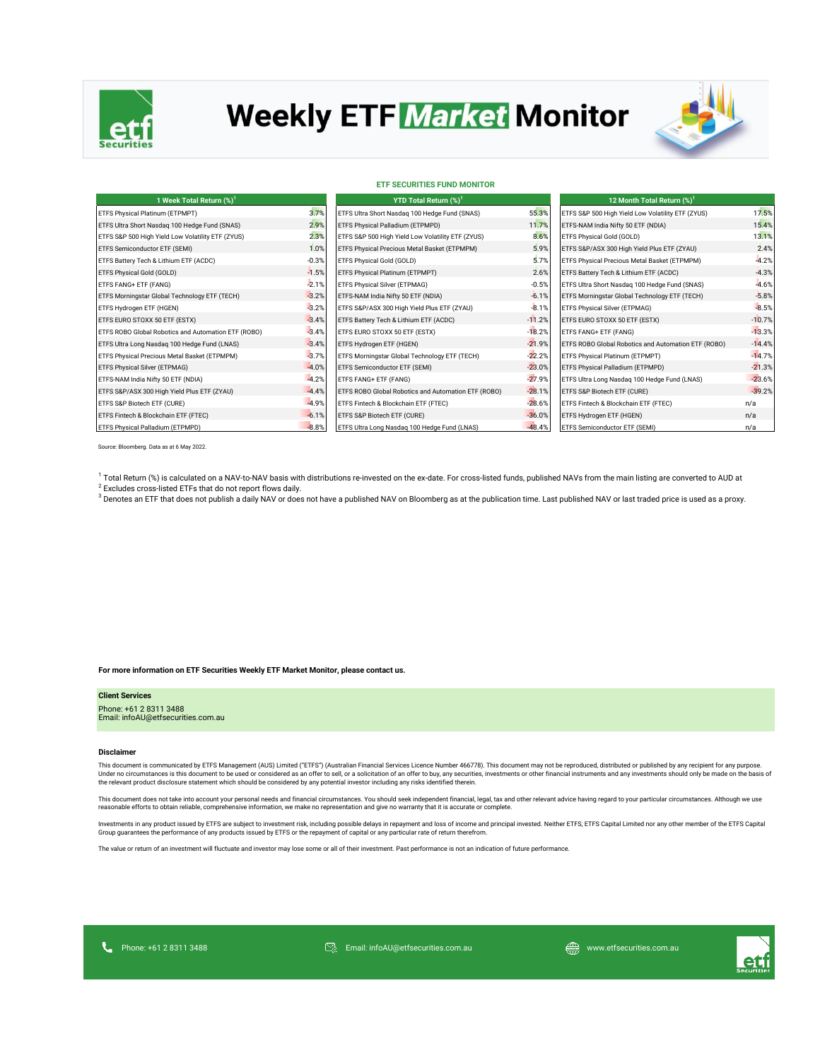# Weekly ETF Market Monitor

## ETF SECURITIES FUND MONITOR

| 1 Week Total Return (%)[1] | | YTD Total Return (%)[1] | | 12 Month Total Return (%)[1] | |
|---|---|---|---|---|---|
| ETFS Physical Platinum (ETPMPT) | 3.7% | ETFS Ultra Short Nasdaq 100 Hedge Fund (SNAS) | 55.3% | ETFS S&P 500 High Yield Low Volatility ETF (ZYUS) | 17.5% |
| ETFS Ultra Short Nasdaq 100 Hedge Fund (SNAS) | 2.9% | ETFS Physical Palladium (ETPMPD) | 11.7% | ETFS-NAM India Nifty 50 ETF (NDIA) | 15.4% |
| ETFS S&P 500 High Yield Low Volatility ETF (ZYUS) | 2.3% | ETFS S&P 500 High Yield Low Volatility ETF (ZYUS) | 8.6% | ETFS Physical Gold (GOLD) | 13.1% |
| ETFS Semiconductor ETF (SEMI) | 1.0% | ETFS Physical Precious Metal Basket (ETPMPM) | 5.9% | ETFS S&P/ASX 300 High Yield Plus ETF (ZYAU) | 2.4% |
| ETFS Battery Tech & Lithium ETF (ACDC) | -0.3% | ETFS Physical Gold (GOLD) | 5.7% | ETFS Physical Precious Metal Basket (ETPMPM) | -4.2% |
| ETFS Physical Gold (GOLD) | -1.5% | ETFS Physical Platinum (ETPMPT) | 2.6% | ETFS Battery Tech & Lithium ETF (ACDC) | -4.3% |
| ETFS FANG+ ETF (FANG) | -2.1% | ETFS Physical Silver (ETPMAG) | -0.5% | ETFS Ultra Short Nasdaq 100 Hedge Fund (SNAS) | -4.6% |
| ETFS Morningstar Global Technology ETF (TECH) | -3.2% | ETFS-NAM India Nifty 50 ETF (NDIA) | -6.1% | ETFS Morningstar Global Technology ETF (TECH) | -5.8% |
| ETFS Hydrogen ETF (HGEN) | -3.2% | ETFS S&P/ASX 300 High Yield Plus ETF (ZYAU) | -8.1% | ETFS Physical Silver (ETPMAG) | -8.5% |
| ETFS EURO STOXX 50 ETF (ESTX) | -3.4% | ETFS Battery Tech & Lithium ETF (ACDC) | -11.2% | ETFS EURO STOXX 50 ETF (ESTX) | -10.7% |
| ETFS ROBO Global Robotics and Automation ETF (ROBO) | -3.4% | ETFS EURO STOXX 50 ETF (ESTX) | -18.2% | ETFS FANG+ ETF (FANG) | -13.3% |
| ETFS Ultra Long Nasdaq 100 Hedge Fund (LNAS) | -3.4% | ETFS Hydrogen ETF (HGEN) | -21.9% | ETFS ROBO Global Robotics and Automation ETF (ROBO) | -14.4% |
| ETFS Physical Precious Metal Basket (ETPMPM) | -3.7% | ETFS Morningstar Global Technology ETF (TECH) | -22.2% | ETFS Physical Platinum (ETPMPT) | -14.7% |
| ETFS Physical Silver (ETPMAG) | -4.0% | ETFS Semiconductor ETF (SEMI) | -23.0% | ETFS Physical Palladium (ETPMPD) | -21.3% |
| ETFS-NAM India Nifty 50 ETF (NDIA) | -4.2% | ETFS FANG+ ETF (FANG) | -27.9% | ETFS Ultra Long Nasdaq 100 Hedge Fund (LNAS) | -23.6% |
| ETFS S&P/ASX 300 High Yield Plus ETF (ZYAU) | -4.4% | ETFS ROBO Global Robotics and Automation ETF (ROBO) | -28.1% | ETFS S&P Biotech ETF (CURE) | -39.2% |
| ETFS S&P Biotech ETF (CURE) | -4.9% | ETFS Fintech & Blockchain ETF (FTEC) | -28.6% | ETFS Fintech & Blockchain ETF (FTEC) | n/a |
| ETFS Fintech & Blockchain ETF (FTEC) | -6.1% | ETFS S&P Biotech ETF (CURE) | -36.0% | ETFS Hydrogen ETF (HGEN) | n/a |
| ETFS Physical Palladium (ETPMPD) | -8.8% | ETFS Ultra Long Nasdaq 100 Hedge Fund (LNAS) | -48.4% | ETFS Semiconductor ETF (SEMI) | n/a |

Source: Bloomberg. Data as at 6 May 2022.

[1] Total Return (%) is calculated on a NAV-to-NAV basis with distributions re-invested on the ex-date. For cross-listed funds, published NAVs from the main listing are converted to AUD at

[2] Excludes cross-listed ETFs that do not report flows daily.

[3] Denotes an ETF that does not publish a daily NAV or does not have a published NAV on Bloomberg as at the publication time. Last published NAV or last traded price is used as a proxy.

**For more information on ETF Securities Weekly ETF Market Monitor, please contact us.**

**Client Services**

Phone: +61 2 8311 3488
Email: infoAU@etfsecurities.com.au

### Disclaimer

This document is communicated by ETFS Management (AUS) Limited ("ETFS") (Australian Financial Services Licence Number 466778). This document may not be reproduced, distributed or published by any recipient for any purpose. Under no circumstances is this document to be used or considered as an offer to sell, or a solicitation of an offer to buy, any securities, investments or other financial instruments and any investments should only be made on the basis of the relevant product disclosure statement which should be considered by any potential investor including any risks identified therein.

This document does not take into account your personal needs and financial circumstances. You should seek independent financial, legal, tax and other relevant advice having regard to your particular circumstances. Although we use reasonable efforts to obtain reliable, comprehensive information, we make no representation and give no warranty that it is accurate or complete.

Investments in any product issued by ETFS are subject to investment risk, including possible delays in repayment and loss of income and principal invested. Neither ETFS, ETFS Capital Limited nor any other member of the ETFS Capital Group guarantees the performance of any products issued by ETFS or the repayment of capital or any particular rate of return therefrom.

The value or return of an investment will fluctuate and investor may lose some or all of their investment. Past performance is not an indication of future performance.

Phone: +61 2 8311 3488 Email: infoAU@etfsecurities.com.au www.etfsecurities.com.au